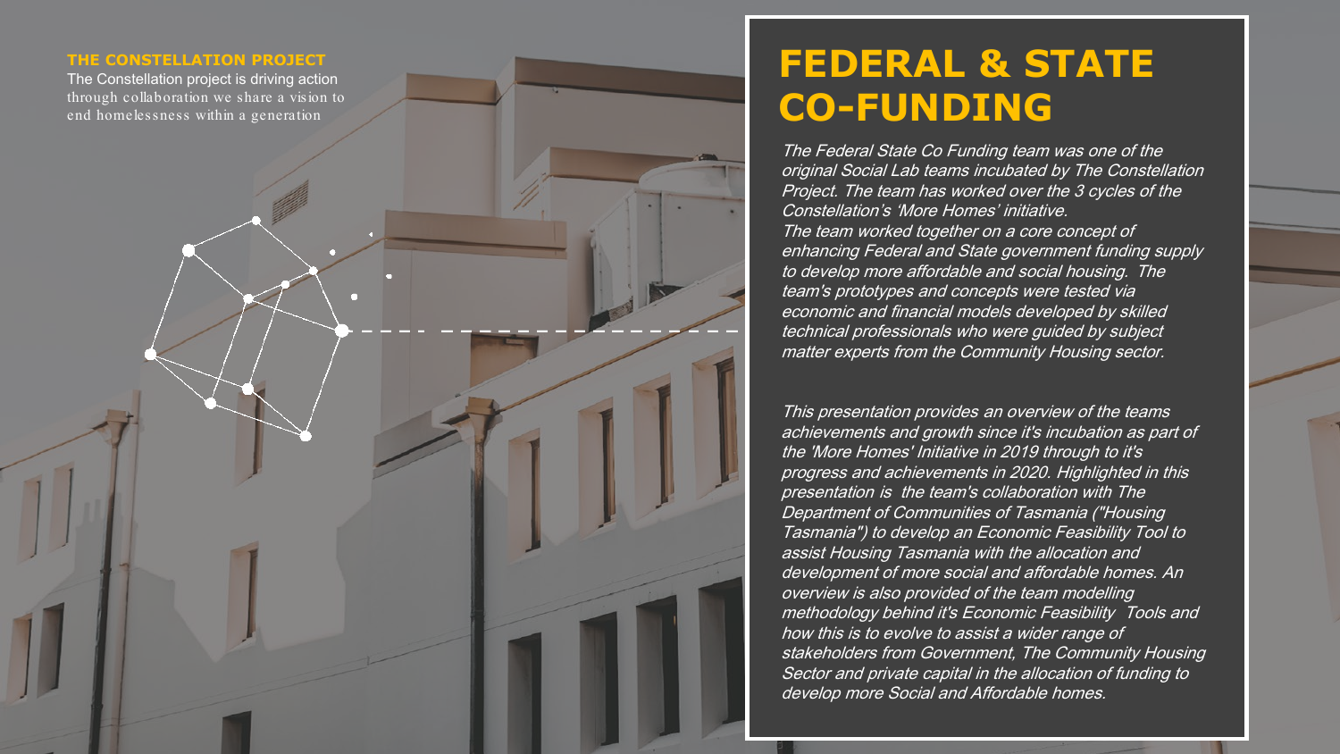**THE CONSTELLATION PROJECT**

The Constellation project is driving action through collaboration we share a vision to end homelessness within a generation

# FEDERAL & STATE CO-FUNDING

*The Federal State Co Funding team was one of the original Social Lab teams incubated by The Constellation Project. The team has worked over the 3 cycles of the Constellation's 'More Homes' initiative.*

*The team worked together on a core concept of enhancing Federal and State government funding supply to develop more affordable and social housing. The team's prototypes and concepts were tested via economic and financial models developed by skilled technical professionals who were guided by subject matter experts from the Community Housing sector.*

*This presentation provides an overview of the teams achievements and growth since it's incubation as part of the 'More Homes' Initiative in 2019 through to it's progress and achievements in 2020. Highlighted in this presentation is the team's collaboration with The Department of Communities of Tasmania ("Housing Tasmania") to develop an Economic Feasibility Tool to assist Housing Tasmania with the allocation and development of more social and affordable homes. An overview is also provided of the team modelling methodology behind it's Economic Feasibility Tools and how this is to evolve to assist a wider range of stakeholders from Government, The Community Housing Sector and private capital in the allocation of funding to develop more Social and Affordable homes.*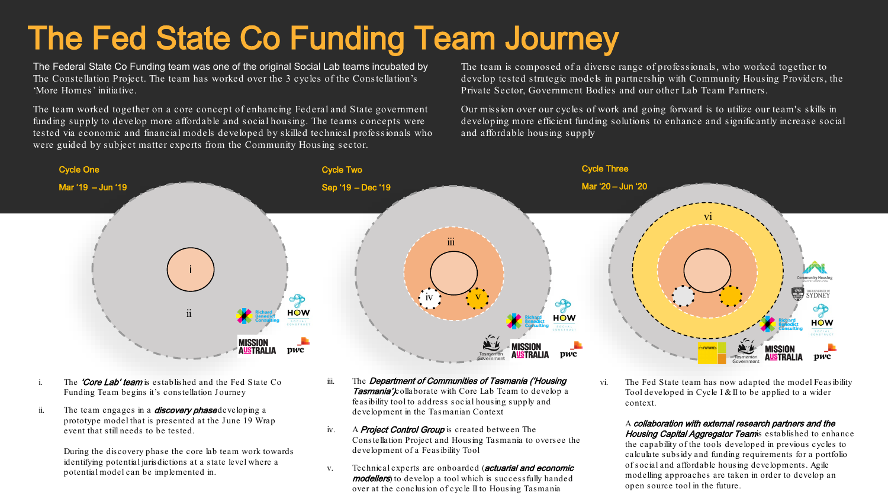# The Fed State Co Funding Team Journey

The Federal State Co Funding team was one of the original Social Lab teams incubated by The Constellation Project. The team has worked over the 3 cycles of the Constellation's 'More Homes' initiative.

The team worked together on a core concept of enhancing Federal and State government funding supply to develop more affordable and social housing. The teams concepts were tested via economic and financial models developed by skilled technical professionals who were guided by subject matter experts from the Community Housing sector.

The team is composed of a diverse range of professionals, who worked together to develop tested strategic models in partnership with Community Housing Providers, the Private Sector, Government Bodies and our other Lab Team Partners.

Our mission over our cycles of work and going forward is to utilize our team's skills in developing more efficient funding solutions to enhance and significantly increase social and affordable housing supply

## Cycle One

Mar '19 – Jun '19

i. The ***'Core Lab' team*** is established and the Fed State Co Funding Team begins it's constellation Journey

ii. The team engages in a ***discovery phase*** developing a prototype model that is presented at the June 19 Wrap event that still needs to be tested.

During the discovery phase the core lab team work towards identifying potential jurisdictions at a state level where a potential model can be implemented in.

## Cycle Two

Sep '19 – Dec '19

iii. The ***Department of Communities of Tasmania ('Housing Tasmania')*** collaborate with Core Lab Team to develop a feasibility tool to address social housing supply and development in the Tasmanian Context

iv. A ***Project Control Group*** is created between The Constellation Project and Housing Tasmania to oversee the development of a Feasibility Tool

v. Technical experts are onboarded (***actuarial and economic modellers***) to develop a tool which is successfully handed over at the conclusion of cycle II to Housing Tasmania

## Cycle Three

Mar '20 – Jun '20

vi. The Fed State team has now adapted the model Feasibility Tool developed in Cycle I & II to be applied to a wider context.

A ***collaboration with external research partners and the Housing Capital Aggregator Team*** is established to enhance the capability of the tools developed in previous cycles to calculate subsidy and funding requirements for a portfolio of social and affordable housing developments. Agile modelling approaches are taken in order to develop an open source tool in the future.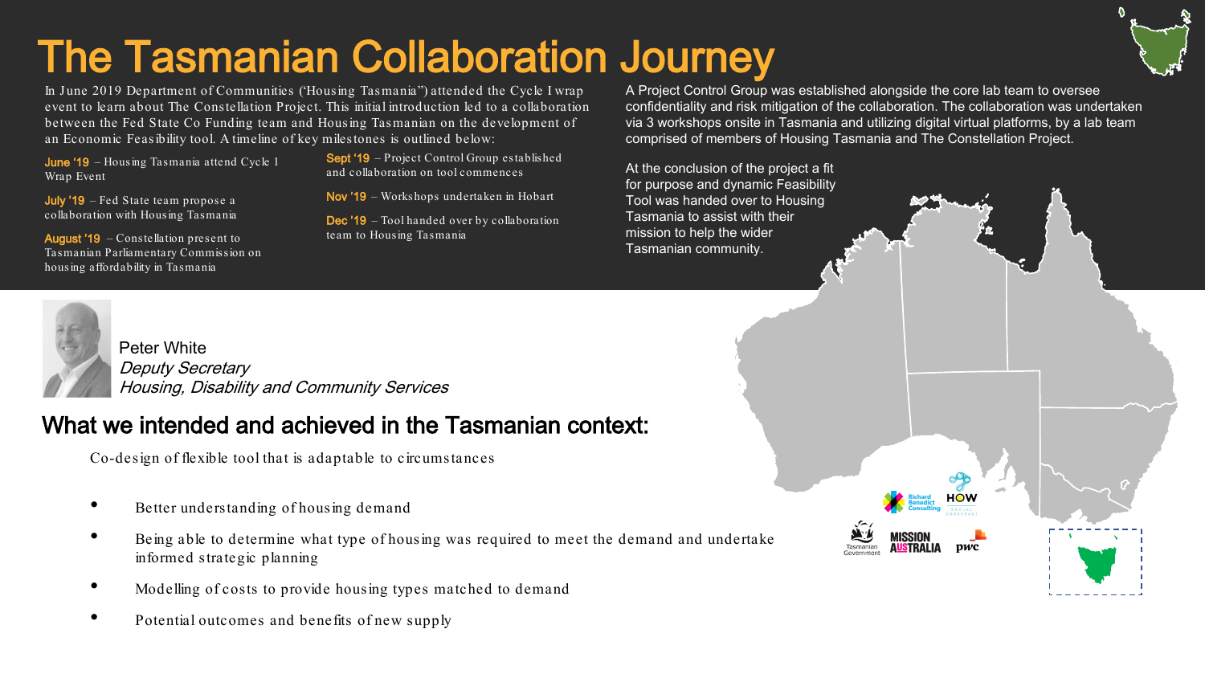# The Tasmanian Collaboration Journey

In June 2019 Department of Communities ('Housing Tasmania") attended the Cycle I wrap event to learn about The Constellation Project. This initial introduction led to a collaboration between the Fed State Co Funding team and Housing Tasmanian on the development of an Economic Feasibility tool. A timeline of key milestones is outlined below:

**June '19** – Housing Tasmania attend Cycle 1 Wrap Event

**July '19** – Fed State team propose a collaboration with Housing Tasmania

**August '19** – Constellation present to Tasmanian Parliamentary Commission on housing affordability in Tasmania

**Sept '19** – Project Control Group established and collaboration on tool commences

**Nov '19** – Workshops undertaken in Hobart

**Dec '19** – Tool handed over by collaboration team to Housing Tasmania

A Project Control Group was established alongside the core lab team to oversee confidentiality and risk mitigation of the collaboration. The collaboration was undertaken via 3 workshops onsite in Tasmania and utilizing digital virtual platforms, by a lab team comprised of members of Housing Tasmania and The Constellation Project.

At the conclusion of the project a fit for purpose and dynamic Feasibility Tool was handed over to Housing Tasmania to assist with their mission to help the wider Tasmanian community.

Peter White
*Deputy Secretary*
*Housing, Disability and Community Services*

## What we intended and achieved in the Tasmanian context:

Co-design of flexible tool that is adaptable to circumstances

- Better understanding of housing demand
- Being able to determine what type of housing was required to meet the demand and undertake informed strategic planning
- Modelling of costs to provide housing types matched to demand
- Potential outcomes and benefits of new supply

Richard Benedict Consulting · HOW Social Constructs · Tasmanian Government · Mission Australia · pwc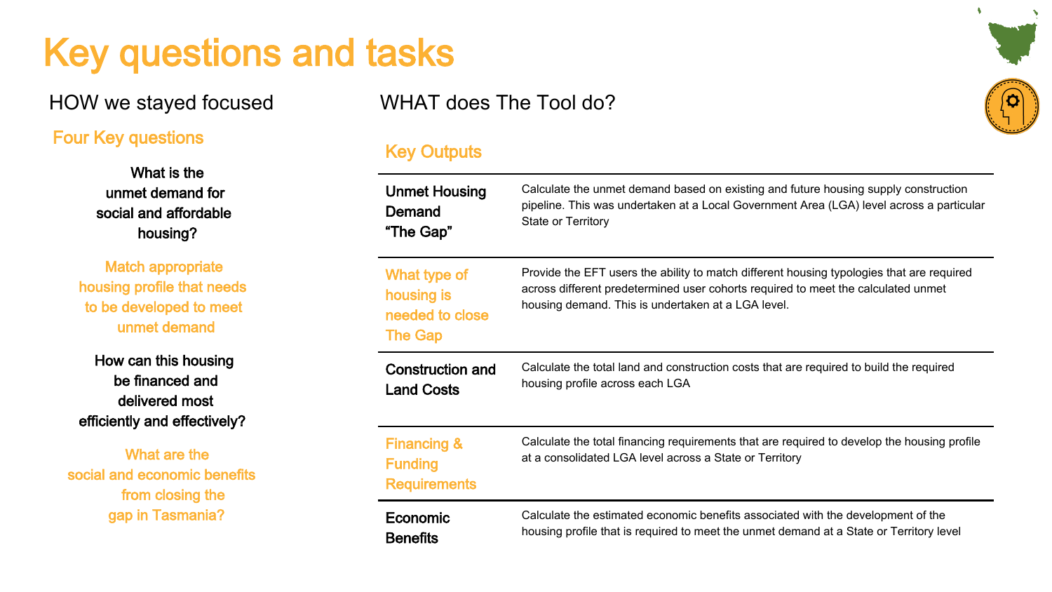# Key questions and tasks

## HOW we stayed focused

### Four Key questions

What is the unmet demand for social and affordable housing?

Match appropriate housing profile that needs to be developed to meet unmet demand

How can this housing be financed and delivered most efficiently and effectively?

What are the social and economic benefits from closing the gap in Tasmania?

## WHAT does The Tool do?

### Key Outputs

| | |
|---|---|
| **Unmet Housing Demand "The Gap"** | Calculate the unmet demand based on existing and future housing supply construction pipeline. This was undertaken at a Local Government Area (LGA) level across a particular State or Territory |
| **What type of housing is needed to close The Gap** | Provide the EFT users the ability to match different housing typologies that are required across different predetermined user cohorts required to meet the calculated unmet housing demand. This is undertaken at a LGA level. |
| **Construction and Land Costs** | Calculate the total land and construction costs that are required to build the required housing profile across each LGA |
| **Financing & Funding Requirements** | Calculate the total financing requirements that are required to develop the housing profile at a consolidated LGA level across a State or Territory |
| **Economic Benefits** | Calculate the estimated economic benefits associated with the development of the housing profile that is required to meet the unmet demand at a State or Territory level |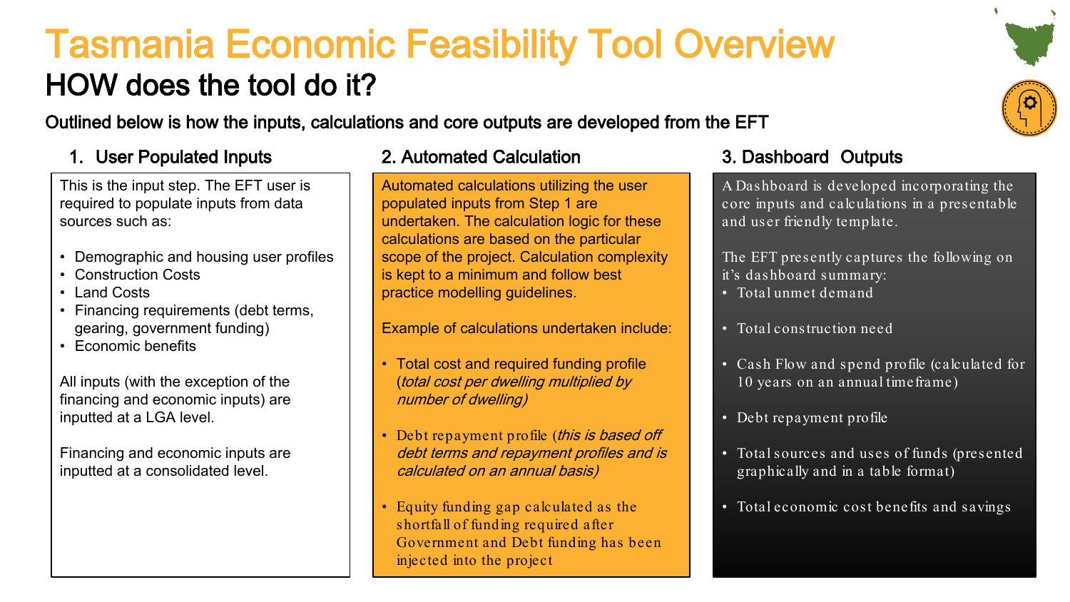# Tasmania Economic Feasibility Tool Overview

## HOW does the tool do it?

**Outlined below is how the inputs, calculations and core outputs are developed from the EFT**

### 1. User Populated Inputs

This is the input step. The EFT user is required to populate inputs from data sources such as:

- Demographic and housing user profiles
- Construction Costs
- Land Costs
- Financing requirements (debt terms, gearing, government funding)
- Economic benefits

All inputs (with the exception of the financing and economic inputs) are inputted at a LGA level.

Financing and economic inputs are inputted at a consolidated level.

### 2. Automated Calculation

Automated calculations utilizing the user populated inputs from Step 1 are undertaken. The calculation logic for these calculations are based on the particular scope of the project. Calculation complexity is kept to a minimum and follow best practice modelling guidelines.

Example of calculations undertaken include:

- Total cost and required funding profile (*total cost per dwelling multiplied by number of dwelling)*
- Debt repayment profile (*this is based off debt terms and repayment profiles and is calculated on an annual basis)*
- Equity funding gap calculated as the shortfall of funding required after Government and Debt funding has been injected into the project

### 3. Dashboard Outputs

A Dashboard is developed incorporating the core inputs and calculations in a presentable and user friendly template.

The EFT presently captures the following on it's dashboard summary:

- Total unmet demand
- Total construction need
- Cash Flow and spend profile (calculated for 10 years on an annual timeframe)
- Debt repayment profile
- Total sources and uses of funds (presented graphically and in a table format)
- Total economic cost benefits and savings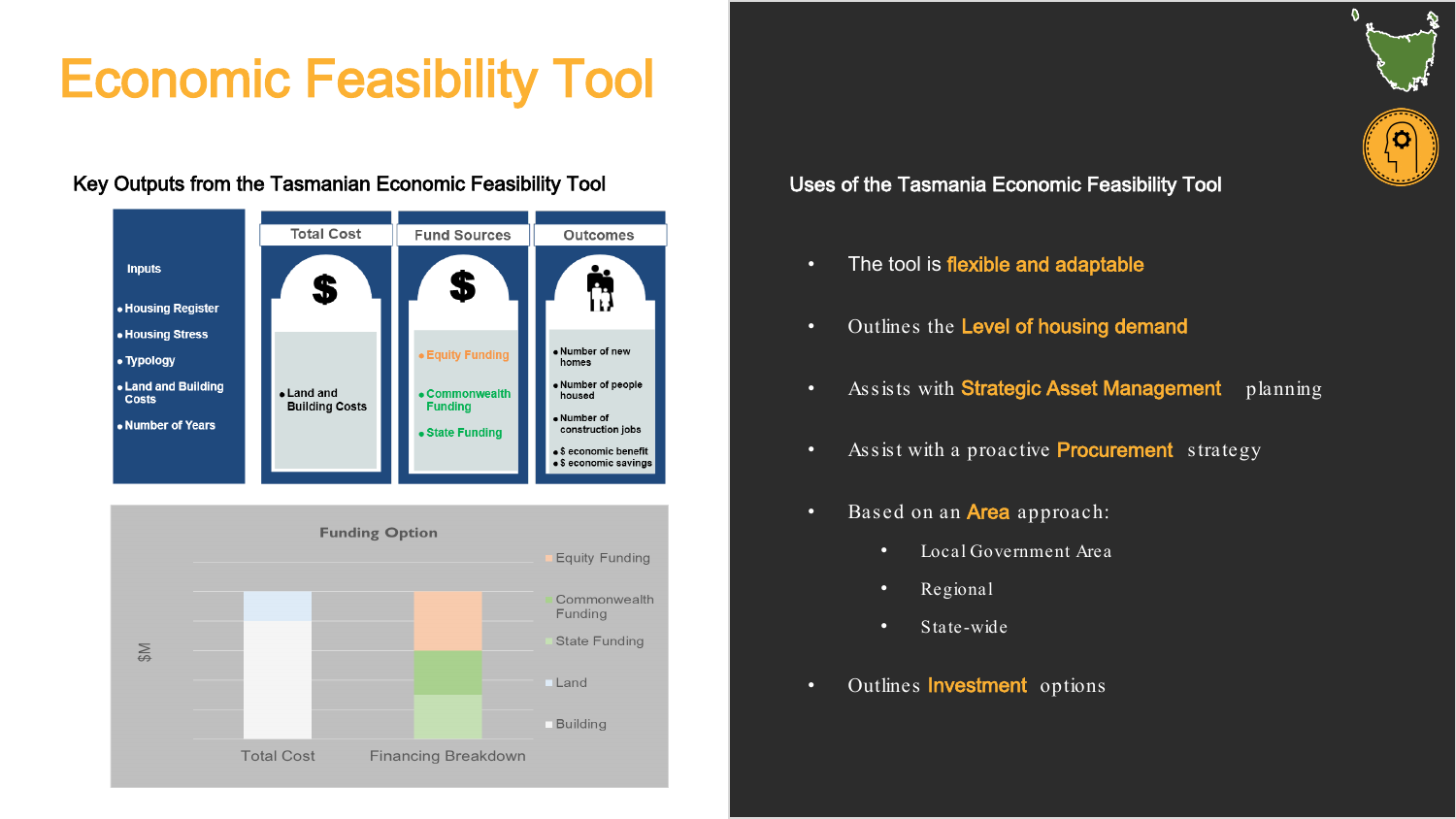# Economic Feasibility Tool

## Key Outputs from the Tasmanian Economic Feasibility Tool

**Inputs**

- Housing Register
- Housing Stress
- Typology
- Land and Building Costs
- Number of Years

**Total Cost**

- Land and Building Costs

**Fund Sources**

- Equity Funding
- Commonwealth Funding
- State Funding

**Outcomes**

- Number of new homes
- Number of people housed
- Number of construction jobs
- $ economic benefit
- $ economic savings

**Funding Option**

$M

Total Cost | Financing Breakdown

Legend: Equity Funding, Commonwealth Funding, State Funding, Land, Building

## Uses of the Tasmania Economic Feasibility Tool

- The tool is **flexible and adaptable**
- Outlines the **Level of housing demand**
- Assists with **Strategic Asset Management** planning
- Assist with a proactive **Procurement** strategy
- Based on an **Area** approach:
  - Local Government Area
  - Regional
  - State-wide
- Outlines **Investment** options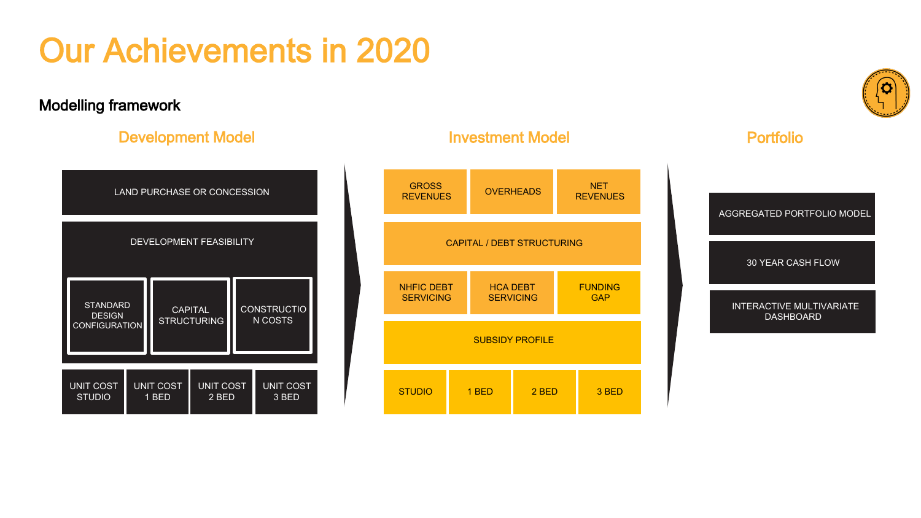# Our Achievements in 2020

## Modelling framework

### Development Model

LAND PURCHASE OR CONCESSION

DEVELOPMENT FEASIBILITY

- STANDARD DESIGN CONFIGURATION
- CAPITAL STRUCTURING
- CONSTRUCTION COSTS

| UNIT COST STUDIO | UNIT COST 1 BED | UNIT COST 2 BED | UNIT COST 3 BED |
|---|---|---|---|

### Investment Model

| GROSS REVENUES | OVERHEADS | NET REVENUES |
|---|---|---|

CAPITAL / DEBT STRUCTURING

| NHFIC DEBT SERVICING | HCA DEBT SERVICING | FUNDING GAP |
|---|---|---|

SUBSIDY PROFILE

| STUDIO | 1 BED | 2 BED | 3 BED |
|---|---|---|---|

### Portfolio

AGGREGATED PORTFOLIO MODEL

30 YEAR CASH FLOW

INTERACTIVE MULTIVARIATE DASHBOARD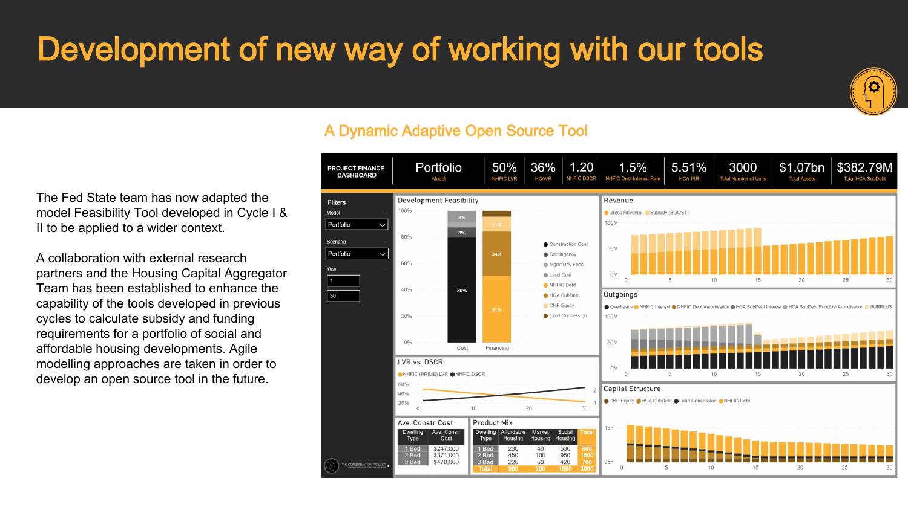# Development of new way of working with our tools

## A Dynamic Adaptive Open Source Tool

The Fed State team has now adapted the model Feasibility Tool developed in Cycle I & II to be applied to a wider context.

A collaboration with external research partners and the Housing Capital Aggregator Team has been established to enhance the capability of the tools developed in previous cycles to calculate subsidy and funding requirements for a portfolio of social and affordable housing developments. Agile modelling approaches are taken in order to develop an open source tool in the future.

**PROJECT FINANCE DASHBOARD**

| Model | NHFIC LVR | HCAVR | NHFIC DSCR | NHFIC Debt Interest Rate | HCA IRR | Total Number of Units | Total Assets | Total HCA SubDebt |
|---|---|---|---|---|---|---|---|---|
| Portfolio | 50% | 36% | 1.20 | 1.5% | 5.51% | 3000 | $1.07bn | $382.79M |

Filters: Model: Portfolio; Scenario: Portfolio; Year: 1 – 30

**Ave. Constr Cost**

| Dwelling Type | Ave. Constr Cost |
|---|---|
| 1 Bed | $247,000 |
| 2 Bed | $371,000 |
| 3 Bed | $470,000 |

**Product Mix**

| Dwelling Type | Affordable Housing | Market Housing | Social Housing | Total |
|---|---|---|---|---|
| 1 Bed | 230 | 40 | 530 | 800 |
| 2 Bed | 450 | 100 | 950 | 1500 |
| 3 Bed | 220 | 60 | 420 | 700 |
| Total | 900 | 200 | 1900 | 3000 |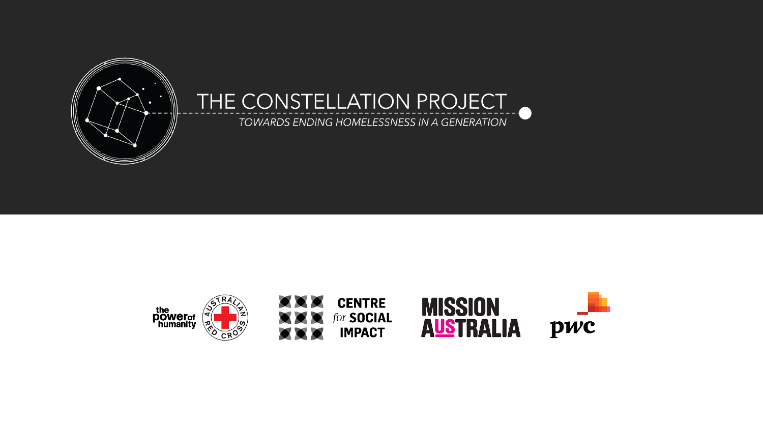# THE CONSTELLATION PROJECT

*TOWARDS ENDING HOMELESSNESS IN A GENERATION*

the power of humanity — Australian Red Cross

Centre for Social Impact

Mission Australia

pwc